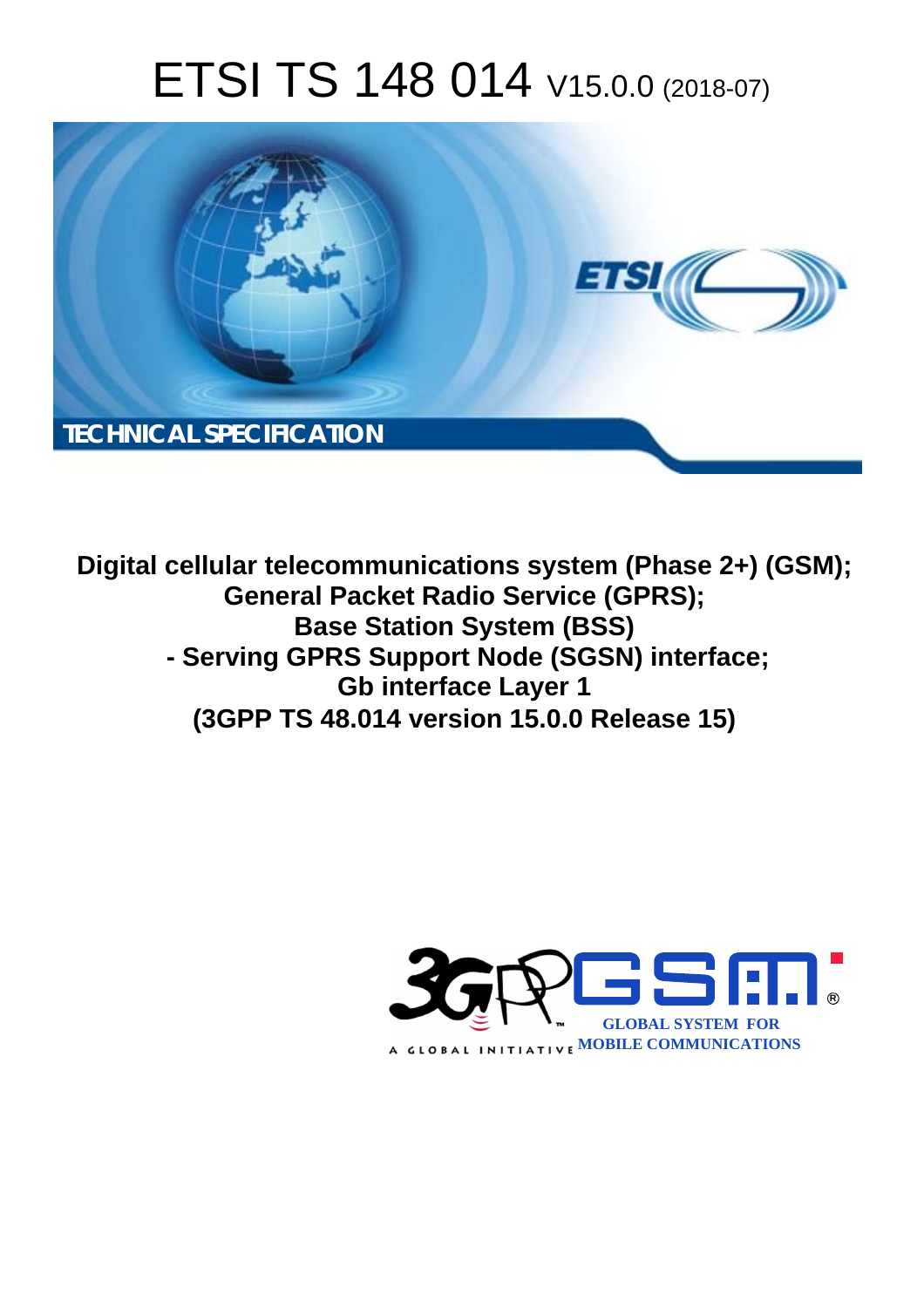# ETSI TS 148 014 V15.0.0 (2018-07)

TECHNICAL SPECIFICATION

**Digital cellular telecommunications system (Phase 2+) (GSM);
General Packet Radio Service (GPRS);
Base Station System (BSS)
- Serving GPRS Support Node (SGSN) interface;
Gb interface Layer 1
(3GPP TS 48.014 version 15.0.0 Release 15)**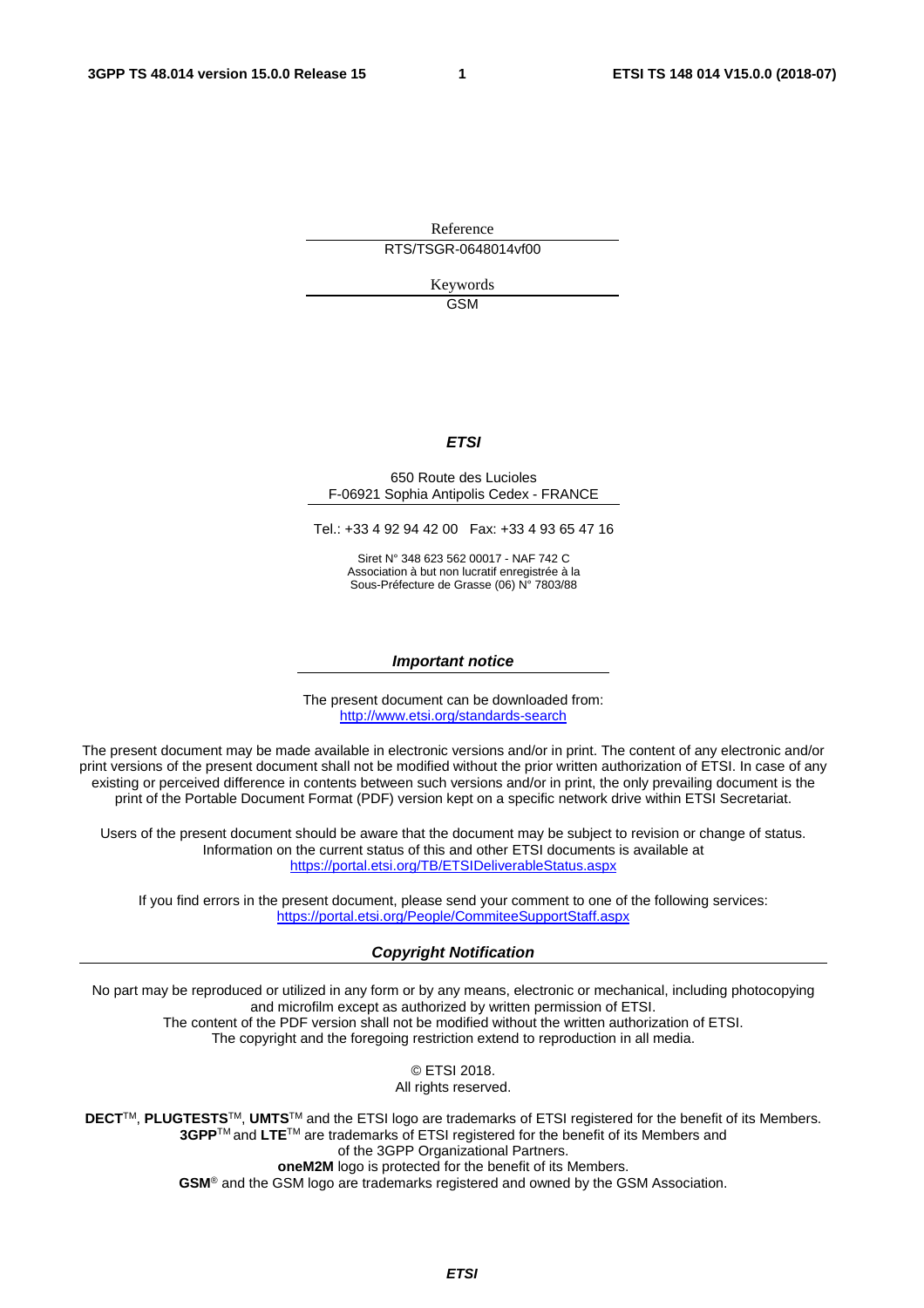Reference

RTS/TSGR-0648014vf00

Keywords

GSM

***ETSI***

650 Route des Lucioles
F-06921 Sophia Antipolis Cedex - FRANCE

Tel.: +33 4 92 94 42 00 Fax: +33 4 93 65 47 16

Siret N° 348 623 562 00017 - NAF 742 C
Association à but non lucratif enregistrée à la
Sous-Préfecture de Grasse (06) N° 7803/88

***Important notice***

The present document can be downloaded from:
http://www.etsi.org/standards-search

The present document may be made available in electronic versions and/or in print. The content of any electronic and/or print versions of the present document shall not be modified without the prior written authorization of ETSI. In case of any existing or perceived difference in contents between such versions and/or in print, the only prevailing document is the print of the Portable Document Format (PDF) version kept on a specific network drive within ETSI Secretariat.

Users of the present document should be aware that the document may be subject to revision or change of status. Information on the current status of this and other ETSI documents is available at
https://portal.etsi.org/TB/ETSIDeliverableStatus.aspx

If you find errors in the present document, please send your comment to one of the following services:
https://portal.etsi.org/People/CommiteeSupportStaff.aspx

***Copyright Notification***

No part may be reproduced or utilized in any form or by any means, electronic or mechanical, including photocopying and microfilm except as authorized by written permission of ETSI.
The content of the PDF version shall not be modified without the written authorization of ETSI.
The copyright and the foregoing restriction extend to reproduction in all media.

© ETSI 2018.
All rights reserved.

**DECT**™, **PLUGTESTS**™, **UMTS**™ and the ETSI logo are trademarks of ETSI registered for the benefit of its Members.
**3GPP**™ and **LTE**™ are trademarks of ETSI registered for the benefit of its Members and of the 3GPP Organizational Partners.
**oneM2M** logo is protected for the benefit of its Members.
**GSM**® and the GSM logo are trademarks registered and owned by the GSM Association.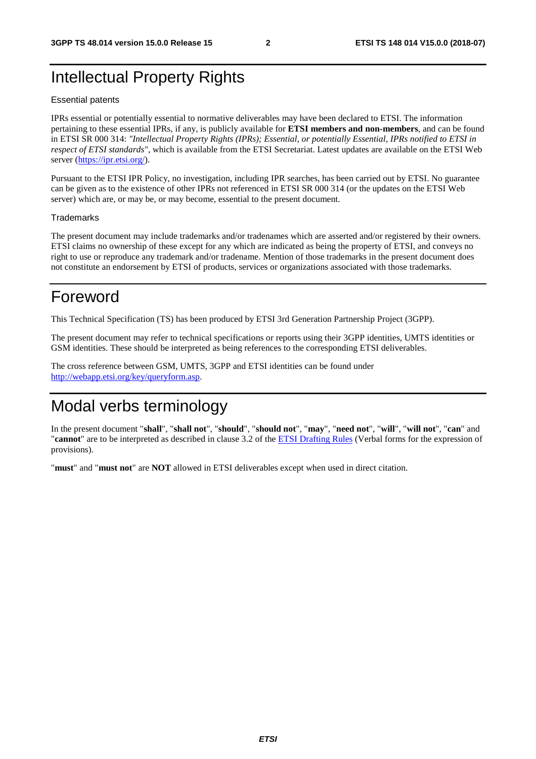# Intellectual Property Rights

Essential patents

IPRs essential or potentially essential to normative deliverables may have been declared to ETSI. The information pertaining to these essential IPRs, if any, is publicly available for **ETSI members and non-members**, and can be found in ETSI SR 000 314: *"Intellectual Property Rights (IPRs); Essential, or potentially Essential, IPRs notified to ETSI in respect of ETSI standards"*, which is available from the ETSI Secretariat. Latest updates are available on the ETSI Web server (https://ipr.etsi.org/).

Pursuant to the ETSI IPR Policy, no investigation, including IPR searches, has been carried out by ETSI. No guarantee can be given as to the existence of other IPRs not referenced in ETSI SR 000 314 (or the updates on the ETSI Web server) which are, or may be, or may become, essential to the present document.

Trademarks

The present document may include trademarks and/or tradenames which are asserted and/or registered by their owners. ETSI claims no ownership of these except for any which are indicated as being the property of ETSI, and conveys no right to use or reproduce any trademark and/or tradename. Mention of those trademarks in the present document does not constitute an endorsement by ETSI of products, services or organizations associated with those trademarks.

# Foreword

This Technical Specification (TS) has been produced by ETSI 3rd Generation Partnership Project (3GPP).

The present document may refer to technical specifications or reports using their 3GPP identities, UMTS identities or GSM identities. These should be interpreted as being references to the corresponding ETSI deliverables.

The cross reference between GSM, UMTS, 3GPP and ETSI identities can be found under http://webapp.etsi.org/key/queryform.asp.

# Modal verbs terminology

In the present document "**shall**", "**shall not**", "**should**", "**should not**", "**may**", "**need not**", "**will**", "**will not**", "**can**" and "**cannot**" are to be interpreted as described in clause 3.2 of the ETSI Drafting Rules (Verbal forms for the expression of provisions).

"**must**" and "**must not**" are **NOT** allowed in ETSI deliverables except when used in direct citation.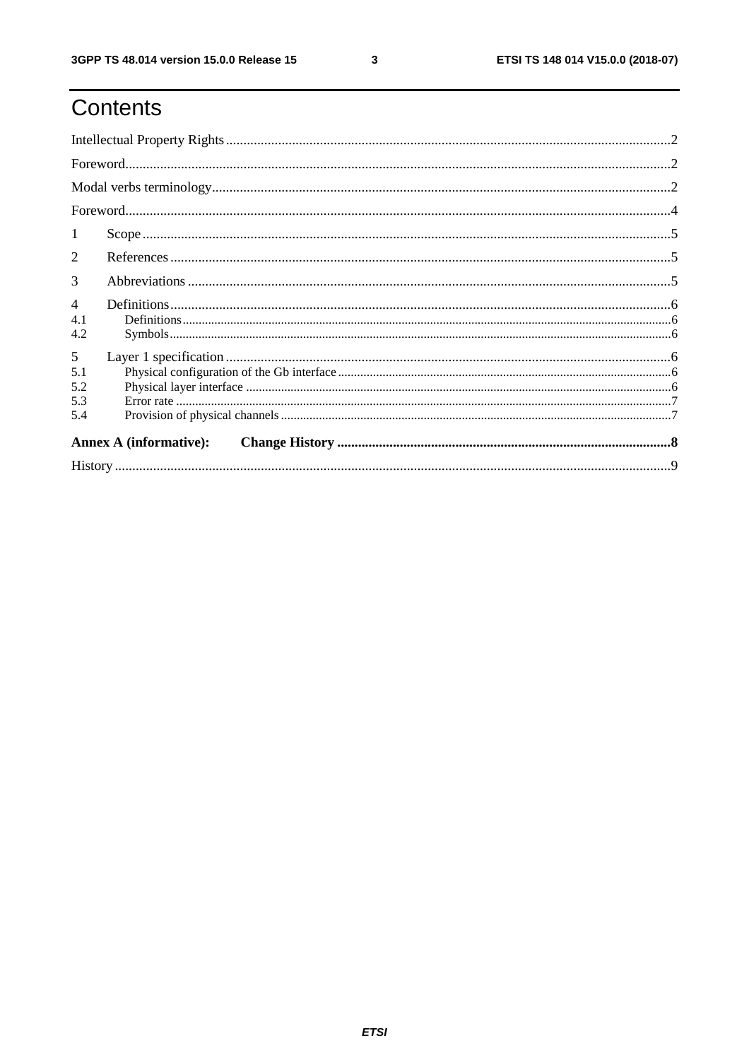# Contents

Intellectual Property Rights ..... 2

Foreword ..... 2

Modal verbs terminology ..... 2

Foreword ..... 4

1 Scope ..... 5

2 References ..... 5

3 Abbreviations ..... 5

4 Definitions ..... 6
- 4.1 Definitions ..... 6
- 4.2 Symbols ..... 6

5 Layer 1 specification ..... 6
- 5.1 Physical configuration of the Gb interface ..... 6
- 5.2 Physical layer interface ..... 6
- 5.3 Error rate ..... 7
- 5.4 Provision of physical channels ..... 7

**Annex A (informative): Change History ..... 8**

History ..... 9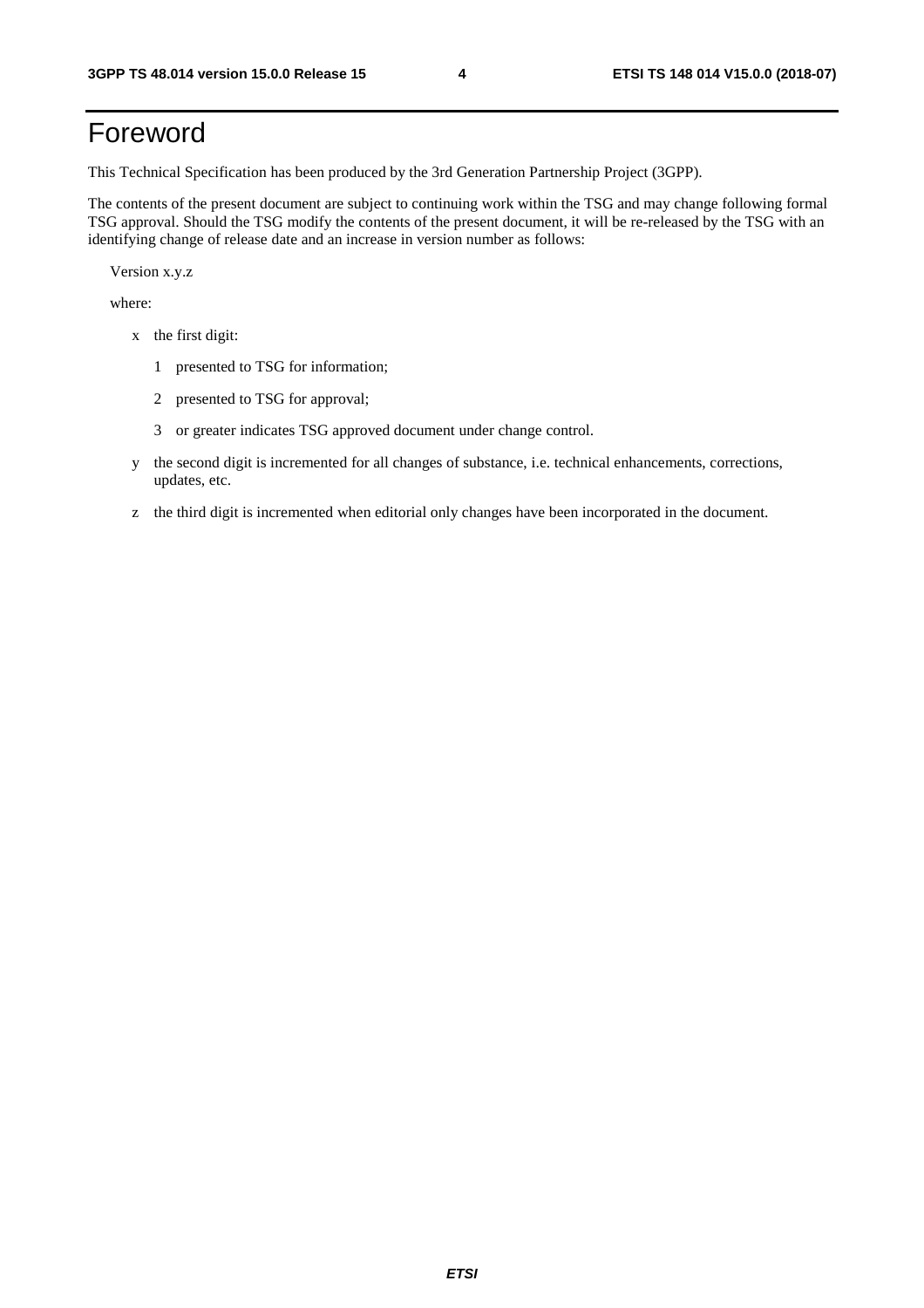# Foreword

This Technical Specification has been produced by the 3rd Generation Partnership Project (3GPP).

The contents of the present document are subject to continuing work within the TSG and may change following formal TSG approval. Should the TSG modify the contents of the present document, it will be re-released by the TSG with an identifying change of release date and an increase in version number as follows:

Version x.y.z

where:

- x the first digit:
  - 1 presented to TSG for information;
  - 2 presented to TSG for approval;
  - 3 or greater indicates TSG approved document under change control.
- y the second digit is incremented for all changes of substance, i.e. technical enhancements, corrections, updates, etc.
- z the third digit is incremented when editorial only changes have been incorporated in the document.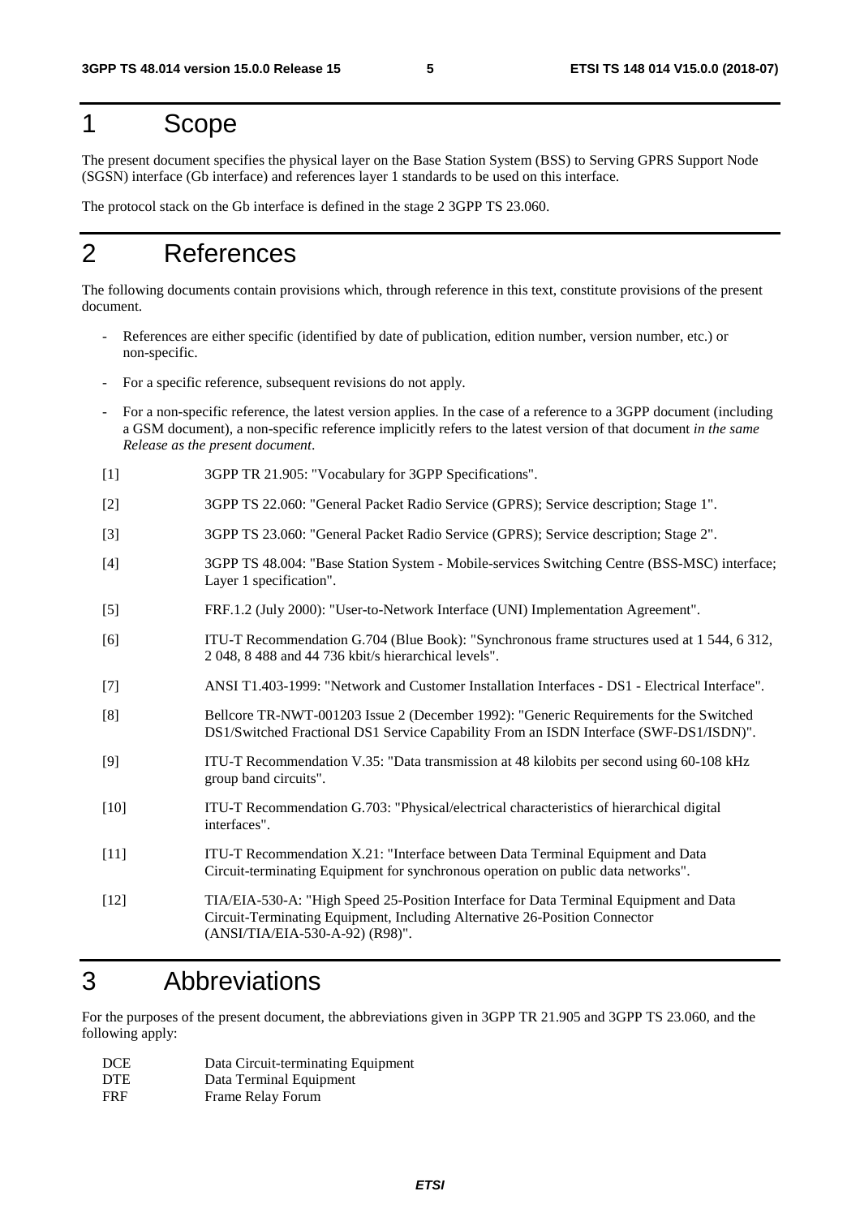# 1 Scope

The present document specifies the physical layer on the Base Station System (BSS) to Serving GPRS Support Node (SGSN) interface (Gb interface) and references layer 1 standards to be used on this interface.

The protocol stack on the Gb interface is defined in the stage 2 3GPP TS 23.060.

# 2 References

The following documents contain provisions which, through reference in this text, constitute provisions of the present document.

- References are either specific (identified by date of publication, edition number, version number, etc.) or non-specific.
- For a specific reference, subsequent revisions do not apply.
- For a non-specific reference, the latest version applies. In the case of a reference to a 3GPP document (including a GSM document), a non-specific reference implicitly refers to the latest version of that document *in the same Release as the present document*.

[1] 3GPP TR 21.905: "Vocabulary for 3GPP Specifications".

[2] 3GPP TS 22.060: "General Packet Radio Service (GPRS); Service description; Stage 1".

[3] 3GPP TS 23.060: "General Packet Radio Service (GPRS); Service description; Stage 2".

[4] 3GPP TS 48.004: "Base Station System - Mobile-services Switching Centre (BSS-MSC) interface; Layer 1 specification".

[5] FRF.1.2 (July 2000): "User-to-Network Interface (UNI) Implementation Agreement".

[6] ITU-T Recommendation G.704 (Blue Book): "Synchronous frame structures used at 1 544, 6 312, 2 048, 8 488 and 44 736 kbit/s hierarchical levels".

[7] ANSI T1.403-1999: "Network and Customer Installation Interfaces - DS1 - Electrical Interface".

[8] Bellcore TR-NWT-001203 Issue 2 (December 1992): "Generic Requirements for the Switched DS1/Switched Fractional DS1 Service Capability From an ISDN Interface (SWF-DS1/ISDN)".

[9] ITU-T Recommendation V.35: "Data transmission at 48 kilobits per second using 60-108 kHz group band circuits".

[10] ITU-T Recommendation G.703: "Physical/electrical characteristics of hierarchical digital interfaces".

[11] ITU-T Recommendation X.21: "Interface between Data Terminal Equipment and Data Circuit-terminating Equipment for synchronous operation on public data networks".

[12] TIA/EIA-530-A: "High Speed 25-Position Interface for Data Terminal Equipment and Data Circuit-Terminating Equipment, Including Alternative 26-Position Connector (ANSI/TIA/EIA-530-A-92) (R98)".

# 3 Abbreviations

For the purposes of the present document, the abbreviations given in 3GPP TR 21.905 and 3GPP TS 23.060, and the following apply:

DCE Data Circuit-terminating Equipment
DTE Data Terminal Equipment
FRF Frame Relay Forum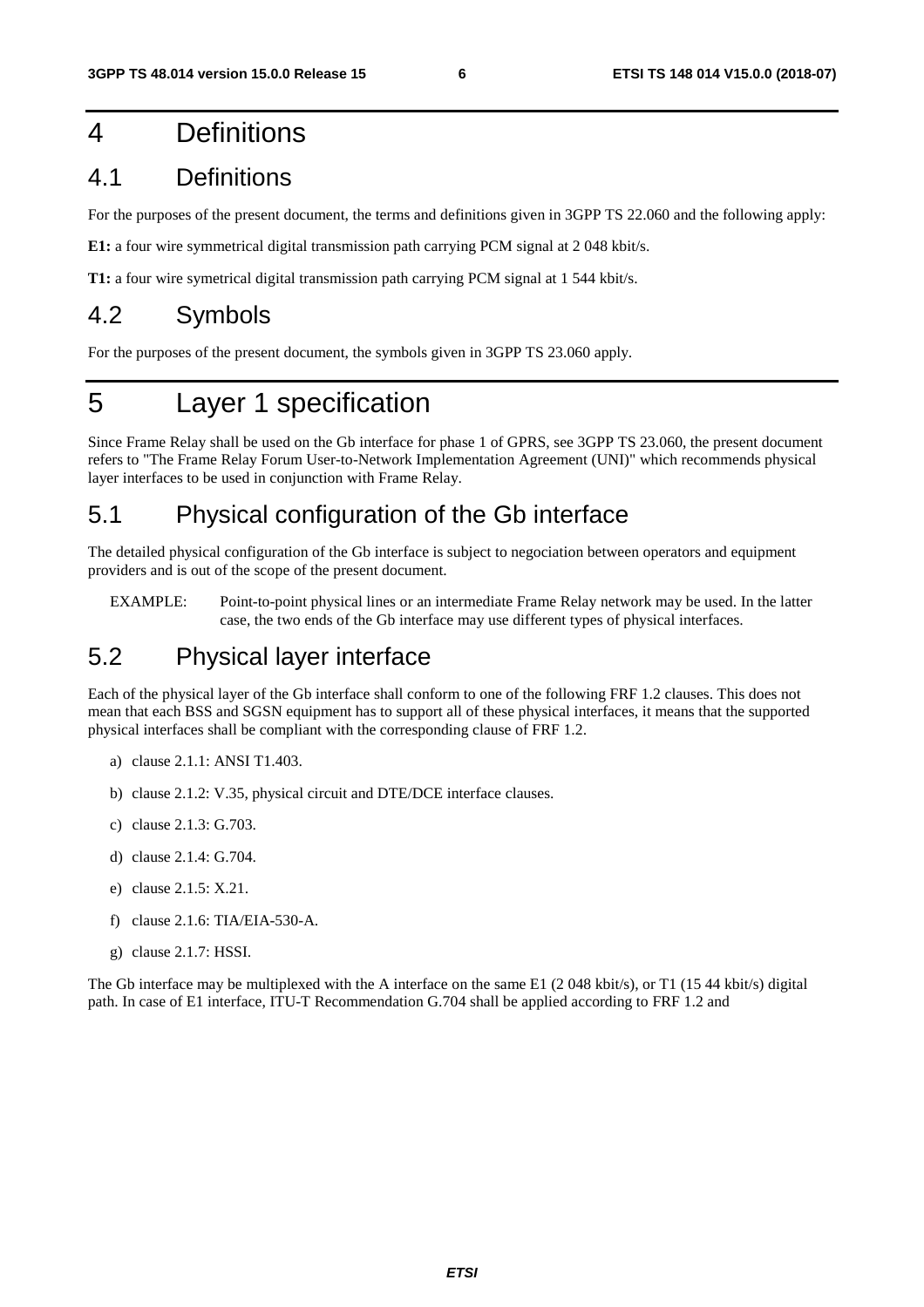# 4 Definitions

## 4.1 Definitions

For the purposes of the present document, the terms and definitions given in 3GPP TS 22.060 and the following apply:

**E1:** a four wire symmetrical digital transmission path carrying PCM signal at 2 048 kbit/s.

**T1:** a four wire symetrical digital transmission path carrying PCM signal at 1 544 kbit/s.

## 4.2 Symbols

For the purposes of the present document, the symbols given in 3GPP TS 23.060 apply.

# 5 Layer 1 specification

Since Frame Relay shall be used on the Gb interface for phase 1 of GPRS, see 3GPP TS 23.060, the present document refers to "The Frame Relay Forum User-to-Network Implementation Agreement (UNI)" which recommends physical layer interfaces to be used in conjunction with Frame Relay.

## 5.1 Physical configuration of the Gb interface

The detailed physical configuration of the Gb interface is subject to negociation between operators and equipment providers and is out of the scope of the present document.

EXAMPLE: Point-to-point physical lines or an intermediate Frame Relay network may be used. In the latter case, the two ends of the Gb interface may use different types of physical interfaces.

## 5.2 Physical layer interface

Each of the physical layer of the Gb interface shall conform to one of the following FRF 1.2 clauses. This does not mean that each BSS and SGSN equipment has to support all of these physical interfaces, it means that the supported physical interfaces shall be compliant with the corresponding clause of FRF 1.2.

a) clause 2.1.1: ANSI T1.403.

b) clause 2.1.2: V.35, physical circuit and DTE/DCE interface clauses.

c) clause 2.1.3: G.703.

d) clause 2.1.4: G.704.

e) clause 2.1.5: X.21.

f) clause 2.1.6: TIA/EIA-530-A.

g) clause 2.1.7: HSSI.

The Gb interface may be multiplexed with the A interface on the same E1 (2 048 kbit/s), or T1 (15 44 kbit/s) digital path. In case of E1 interface, ITU-T Recommendation G.704 shall be applied according to FRF 1.2 and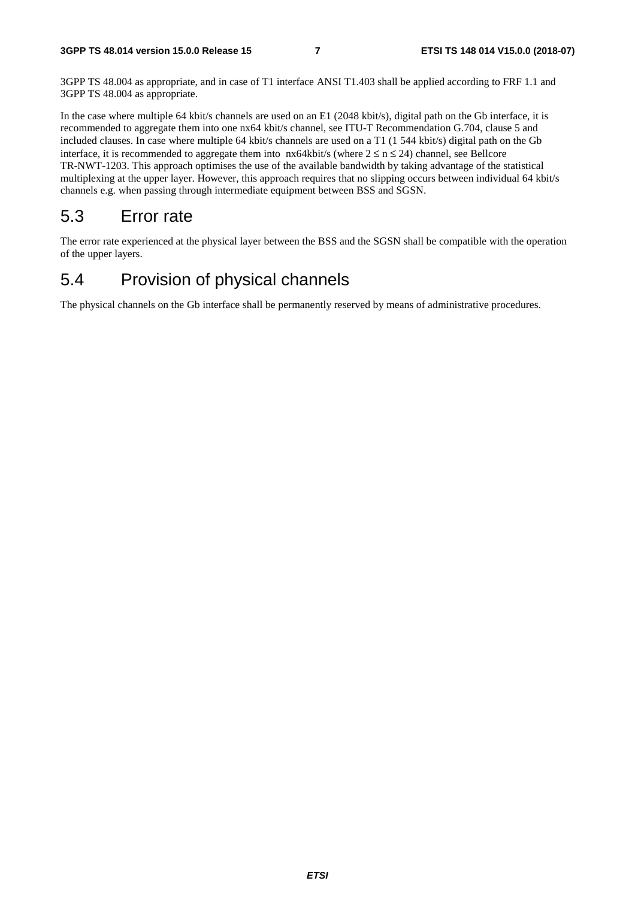3GPP TS 48.004 as appropriate, and in case of T1 interface ANSI T1.403 shall be applied according to FRF 1.1 and 3GPP TS 48.004 as appropriate.

In the case where multiple 64 kbit/s channels are used on an E1 (2048 kbit/s), digital path on the Gb interface, it is recommended to aggregate them into one nx64 kbit/s channel, see ITU-T Recommendation G.704, clause 5 and included clauses. In case where multiple 64 kbit/s channels are used on a T1 (1 544 kbit/s) digital path on the Gb interface, it is recommended to aggregate them into nx64kbit/s (where $2 \leq n \leq 24$) channel, see Bellcore TR-NWT-1203. This approach optimises the use of the available bandwidth by taking advantage of the statistical multiplexing at the upper layer. However, this approach requires that no slipping occurs between individual 64 kbit/s channels e.g. when passing through intermediate equipment between BSS and SGSN.

## 5.3 Error rate

The error rate experienced at the physical layer between the BSS and the SGSN shall be compatible with the operation of the upper layers.

## 5.4 Provision of physical channels

The physical channels on the Gb interface shall be permanently reserved by means of administrative procedures.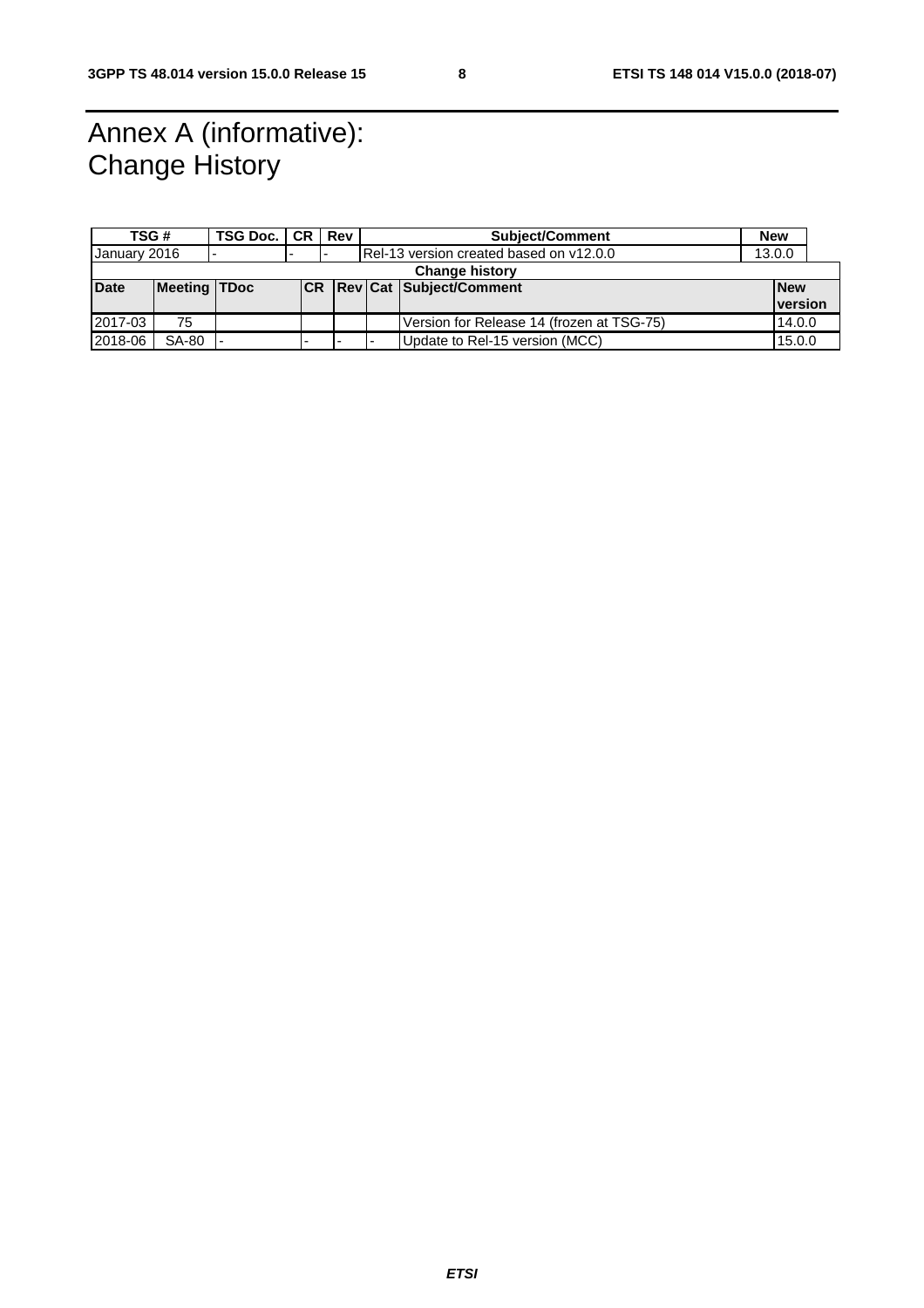# Annex A (informative): Change History

| TSG # | TSG Doc. | CR | Rev | Subject/Comment | New |
|---|---|---|---|---|---|
| January 2016 | - | - | - | Rel-13 version created based on v12.0.0 | 13.0.0 |

| Change history | | | | | | | |
|---|---|---|---|---|---|---|---|
| **Date** | **Meeting** | **TDoc** | **CR** | **Rev** | **Cat** | **Subject/Comment** | **New version** |
| 2017-03 | 75 | | | | | Version for Release 14 (frozen at TSG-75) | 14.0.0 |
| 2018-06 | SA-80 | - | - | - | - | Update to Rel-15 version (MCC) | 15.0.0 |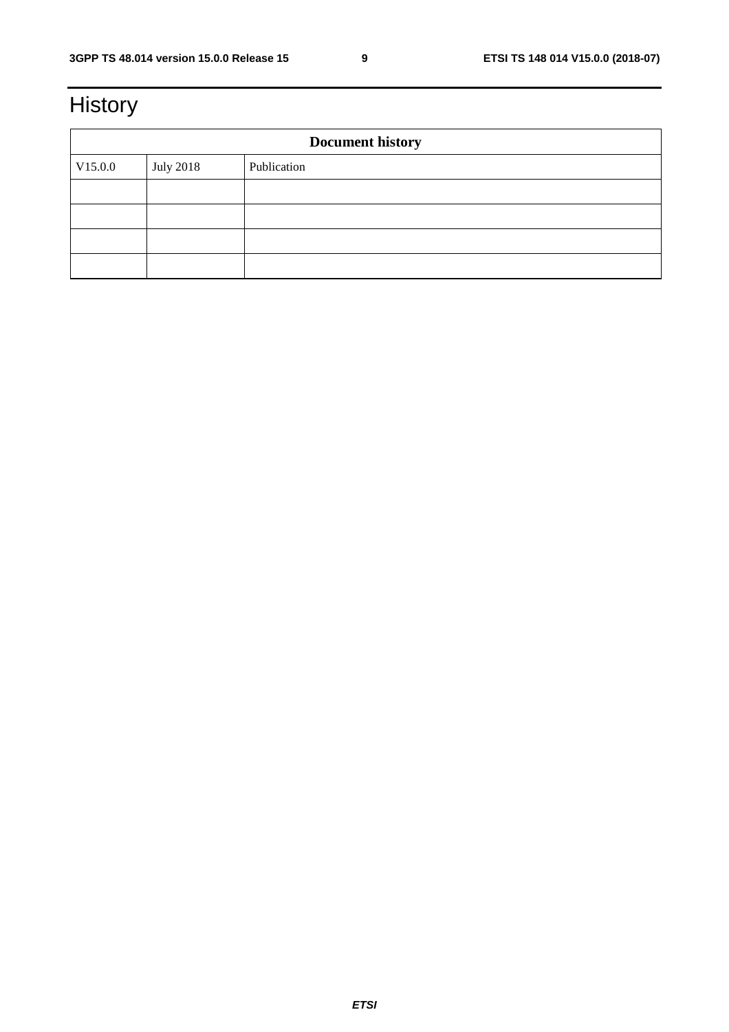# History

| Document history | | |
|---|---|---|
| V15.0.0 | July 2018 | Publication |
| | | |
| | | |
| | | |
| | | |